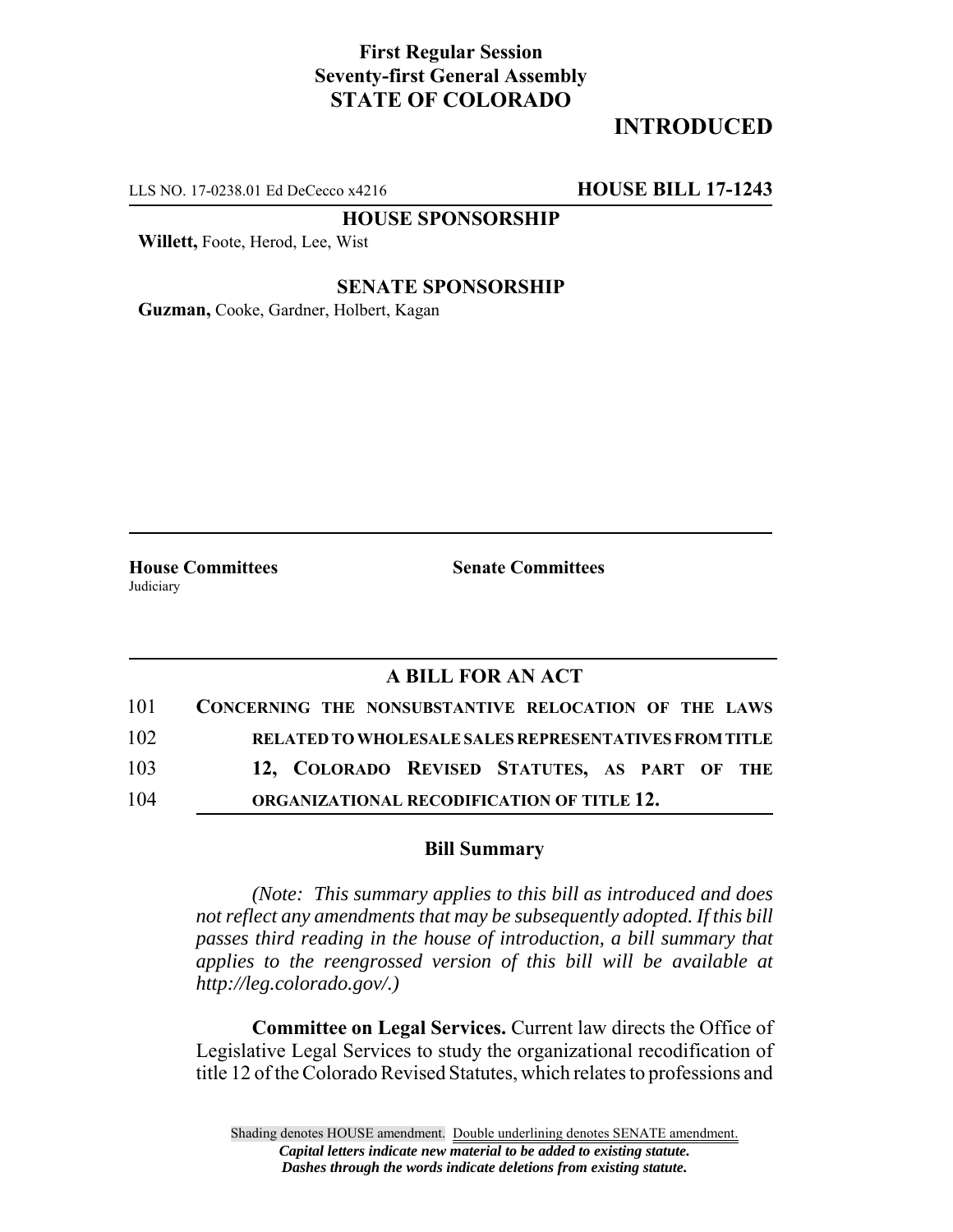**First Regular Session**
**Seventy-first General Assembly**
**STATE OF COLORADO**

# INTRODUCED

LLS NO. 17-0238.01 Ed DeCecco x4216 **HOUSE BILL 17-1243**

**HOUSE SPONSORSHIP**

**Willett,** Foote, Herod, Lee, Wist

**SENATE SPONSORSHIP**

**Guzman,** Cooke, Gardner, Holbert, Kagan

**House Committees**
Judiciary

**Senate Committees**

## A BILL FOR AN ACT

101 **CONCERNING THE NONSUBSTANTIVE RELOCATION OF THE LAWS**
102 **RELATED TO WHOLESALE SALES REPRESENTATIVES FROM TITLE**
103 **12, COLORADO REVISED STATUTES, AS PART OF THE**
104 **ORGANIZATIONAL RECODIFICATION OF TITLE 12.**

### Bill Summary

*(Note: This summary applies to this bill as introduced and does not reflect any amendments that may be subsequently adopted. If this bill passes third reading in the house of introduction, a bill summary that applies to the reengrossed version of this bill will be available at http://leg.colorado.gov/.)*

**Committee on Legal Services.** Current law directs the Office of Legislative Legal Services to study the organizational recodification of title 12 of the Colorado Revised Statutes, which relates to professions and

Shading denotes HOUSE amendment. Double underlining denotes SENATE amendment.
*Capital letters indicate new material to be added to existing statute.*
*Dashes through the words indicate deletions from existing statute.*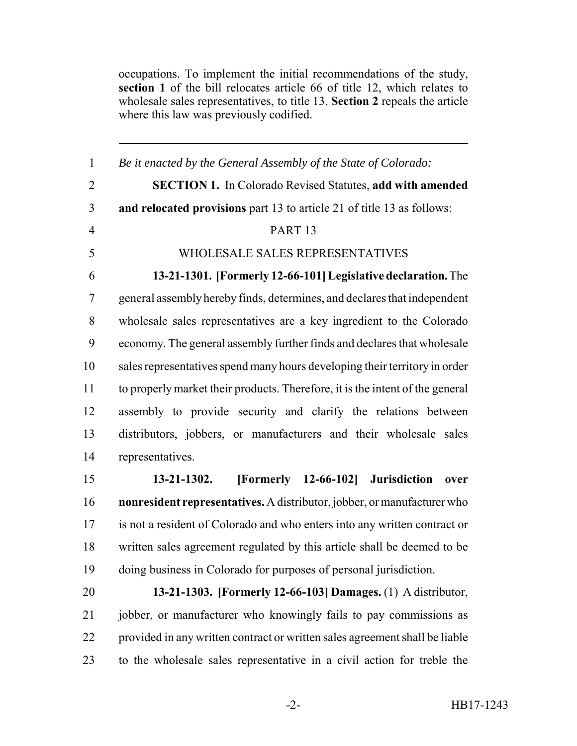occupations. To implement the initial recommendations of the study, **section 1** of the bill relocates article 66 of title 12, which relates to wholesale sales representatives, to title 13. **Section 2** repeals the article where this law was previously codified.

---

*Be it enacted by the General Assembly of the State of Colorado:*

**SECTION 1.** In Colorado Revised Statutes, **add with amended and relocated provisions** part 13 to article 21 of title 13 as follows:

PART 13

WHOLESALE SALES REPRESENTATIVES

**13-21-1301. [Formerly 12-66-101] Legislative declaration.** The general assembly hereby finds, determines, and declares that independent wholesale sales representatives are a key ingredient to the Colorado economy. The general assembly further finds and declares that wholesale sales representatives spend many hours developing their territory in order to properly market their products. Therefore, it is the intent of the general assembly to provide security and clarify the relations between distributors, jobbers, or manufacturers and their wholesale sales representatives.

**13-21-1302. [Formerly 12-66-102] Jurisdiction over nonresident representatives.** A distributor, jobber, or manufacturer who is not a resident of Colorado and who enters into any written contract or written sales agreement regulated by this article shall be deemed to be doing business in Colorado for purposes of personal jurisdiction.

**13-21-1303. [Formerly 12-66-103] Damages.** (1) A distributor, jobber, or manufacturer who knowingly fails to pay commissions as provided in any written contract or written sales agreement shall be liable to the wholesale sales representative in a civil action for treble the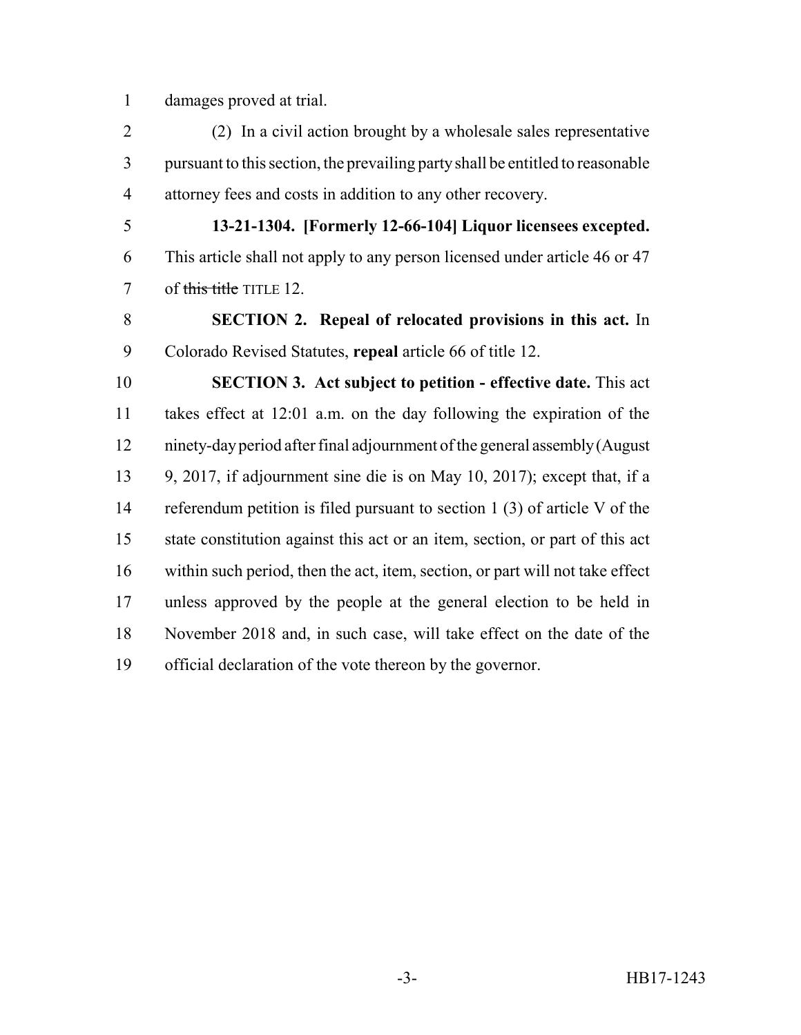damages proved at trial.

(2) In a civil action brought by a wholesale sales representative pursuant to this section, the prevailing party shall be entitled to reasonable attorney fees and costs in addition to any other recovery.

**13-21-1304. [Formerly 12-66-104] Liquor licensees excepted.** This article shall not apply to any person licensed under article 46 or 47 of ~~this title~~ TITLE 12.

**SECTION 2. Repeal of relocated provisions in this act.** In Colorado Revised Statutes, **repeal** article 66 of title 12.

**SECTION 3. Act subject to petition - effective date.** This act takes effect at 12:01 a.m. on the day following the expiration of the ninety-day period after final adjournment of the general assembly (August 9, 2017, if adjournment sine die is on May 10, 2017); except that, if a referendum petition is filed pursuant to section 1 (3) of article V of the state constitution against this act or an item, section, or part of this act within such period, then the act, item, section, or part will not take effect unless approved by the people at the general election to be held in November 2018 and, in such case, will take effect on the date of the official declaration of the vote thereon by the governor.